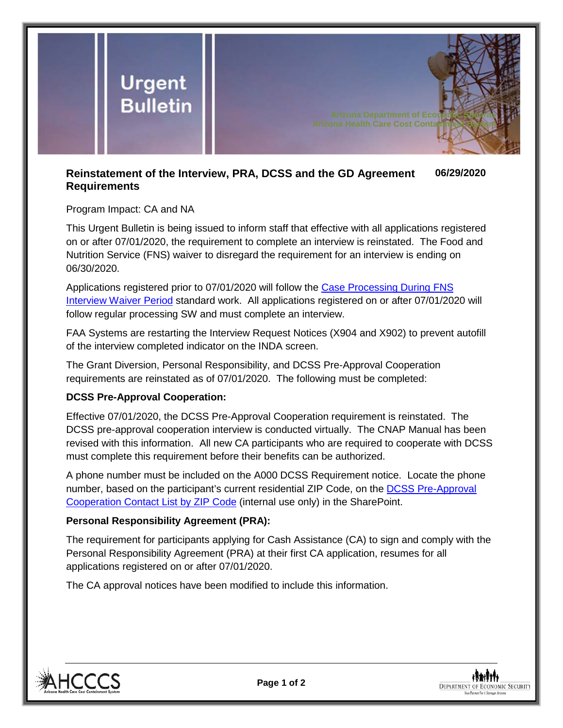# Urgent Bulletin

Arizona Department of Economic Security
Arizona Health Care Cost Containment System

## Reinstatement of the Interview, PRA, DCSS and the GD Agreement Requirements

**06/29/2020**

Program Impact: CA and NA

This Urgent Bulletin is being issued to inform staff that effective with all applications registered on or after 07/01/2020, the requirement to complete an interview is reinstated. The Food and Nutrition Service (FNS) waiver to disregard the requirement for an interview is ending on 06/30/2020.

Applications registered prior to 07/01/2020 will follow the Case Processing During FNS Interview Waiver Period standard work. All applications registered on or after 07/01/2020 will follow regular processing SW and must complete an interview.

FAA Systems are restarting the Interview Request Notices (X904 and X902) to prevent autofill of the interview completed indicator on the INDA screen.

The Grant Diversion, Personal Responsibility, and DCSS Pre-Approval Cooperation requirements are reinstated as of 07/01/2020. The following must be completed:

**DCSS Pre-Approval Cooperation:**

Effective 07/01/2020, the DCSS Pre-Approval Cooperation requirement is reinstated. The DCSS pre-approval cooperation interview is conducted virtually. The CNAP Manual has been revised with this information. All new CA participants who are required to cooperate with DCSS must complete this requirement before their benefits can be authorized.

A phone number must be included on the A000 DCSS Requirement notice. Locate the phone number, based on the participant's current residential ZIP Code, on the DCSS Pre-Approval Cooperation Contact List by ZIP Code (internal use only) in the SharePoint.

**Personal Responsibility Agreement (PRA):**

The requirement for participants applying for Cash Assistance (CA) to sign and comply with the Personal Responsibility Agreement (PRA) at their first CA application, resumes for all applications registered on or after 07/01/2020.

The CA approval notices have been modified to include this information.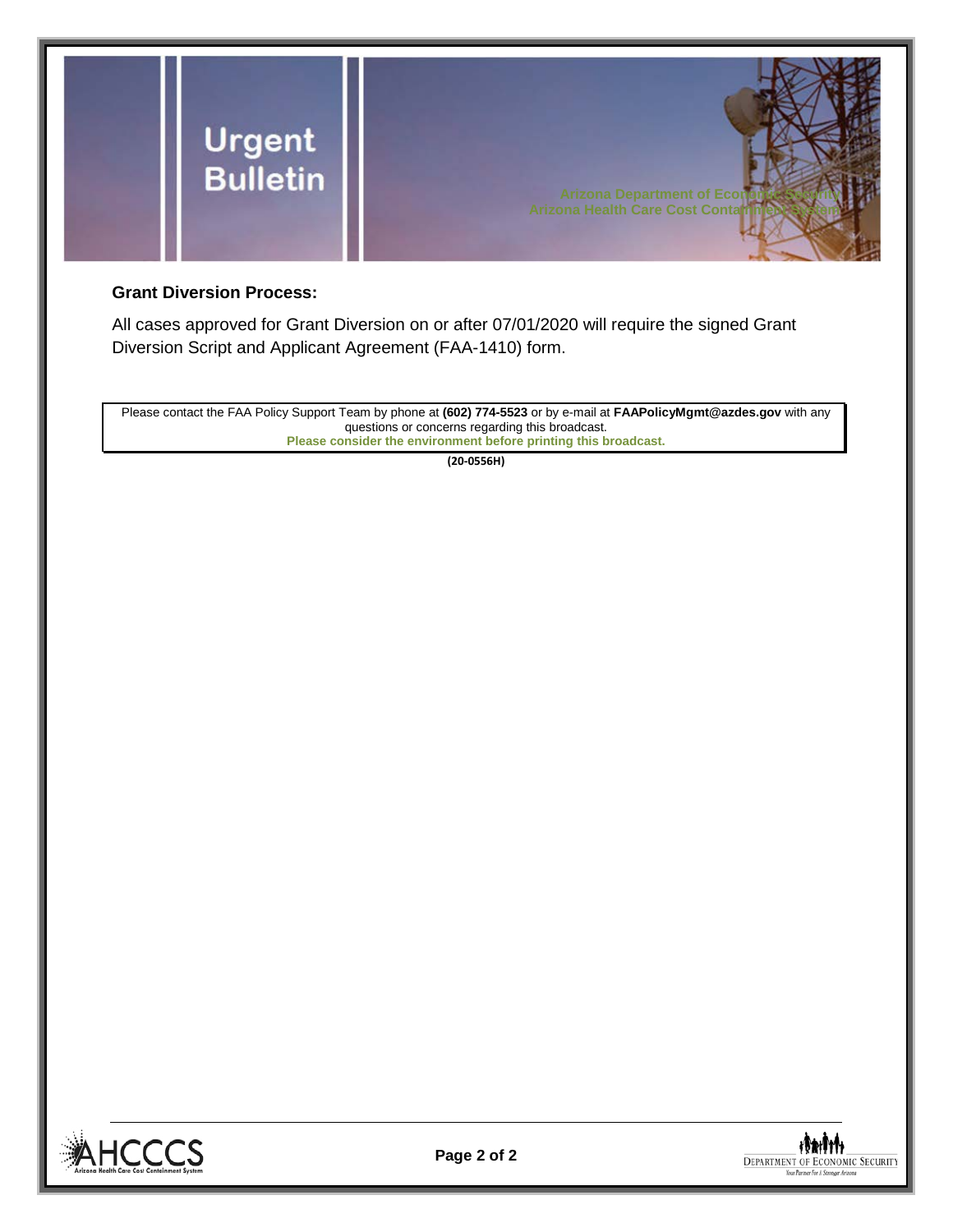Urgent Bulletin

Arizona Department of Economic Security
Arizona Health Care Cost Containment System

**Grant Diversion Process:**

All cases approved for Grant Diversion on or after 07/01/2020 will require the signed Grant Diversion Script and Applicant Agreement (FAA-1410) form.

Please contact the FAA Policy Support Team by phone at **(602) 774-5523** or by e-mail at **FAAPolicyMgmt@azdes.gov** with any questions or concerns regarding this broadcast.
**Please consider the environment before printing this broadcast.**

**(20-0556H)**